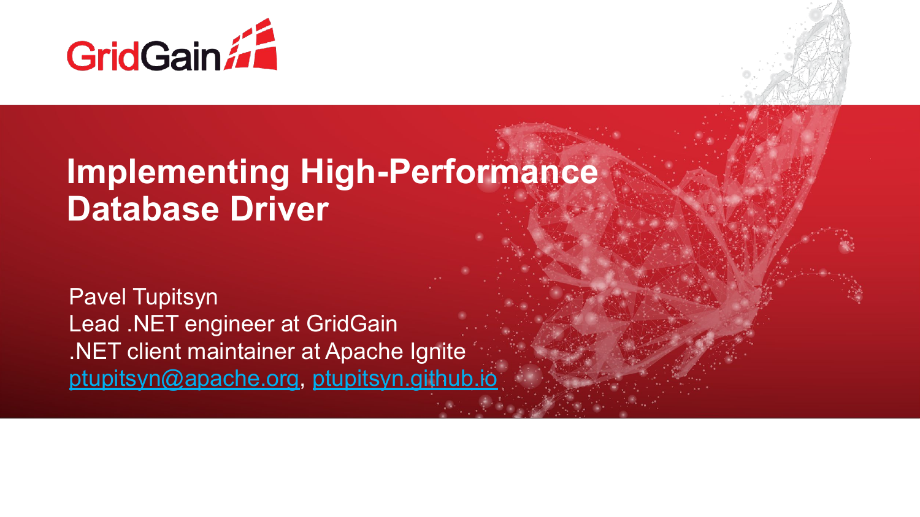GridGain

# Implementing High-Performance Database Driver

Pavel Tupitsyn
Lead .NET engineer at GridGain
.NET client maintainer at Apache Ignite
[ptupitsyn@apache.org](mailto:ptupitsyn@apache.org), [ptupitsyn.github.io](https://ptupitsyn.github.io)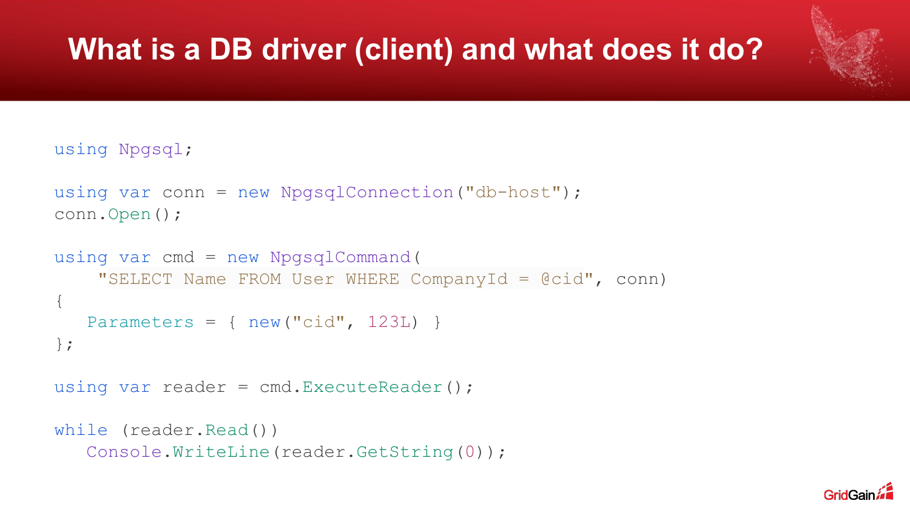# What is a DB driver (client) and what does it do?

```
using Npgsql;

using var conn = new NpgsqlConnection("db-host");
conn.Open();

using var cmd = new NpgsqlCommand(
    "SELECT Name FROM User WHERE CompanyId = @cid", conn)
{
   Parameters = { new("cid", 123L) }
};

using var reader = cmd.ExecuteReader();

while (reader.Read())
   Console.WriteLine(reader.GetString(0));
```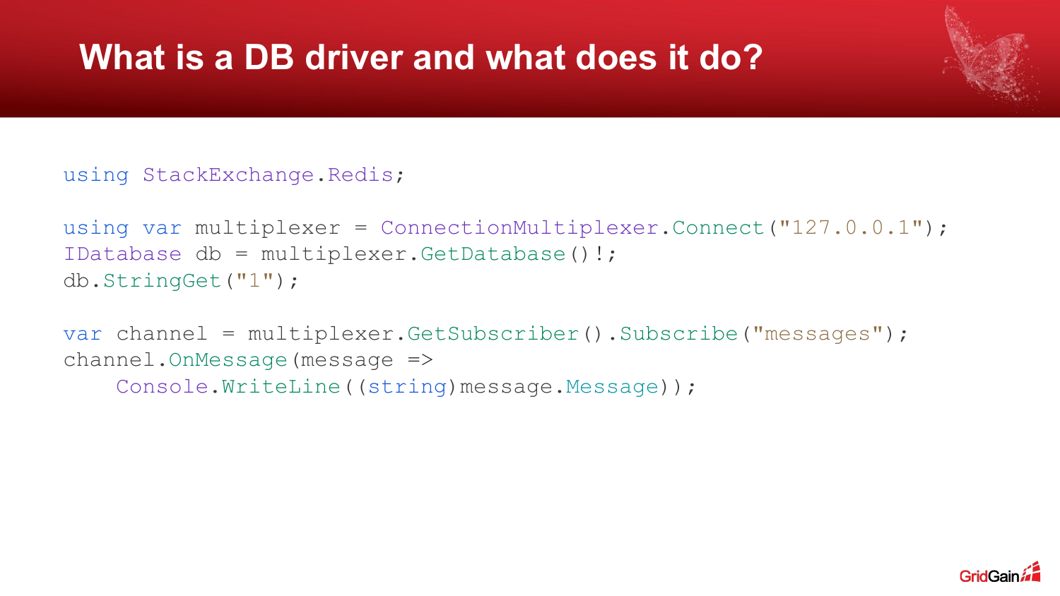# What is a DB driver and what does it do?

```csharp
using StackExchange.Redis;

using var multiplexer = ConnectionMultiplexer.Connect("127.0.0.1");
IDatabase db = multiplexer.GetDatabase()!;
db.StringGet("1");

var channel = multiplexer.GetSubscriber().Subscribe("messages");
channel.OnMessage(message =>
    Console.WriteLine((string)message.Message));
```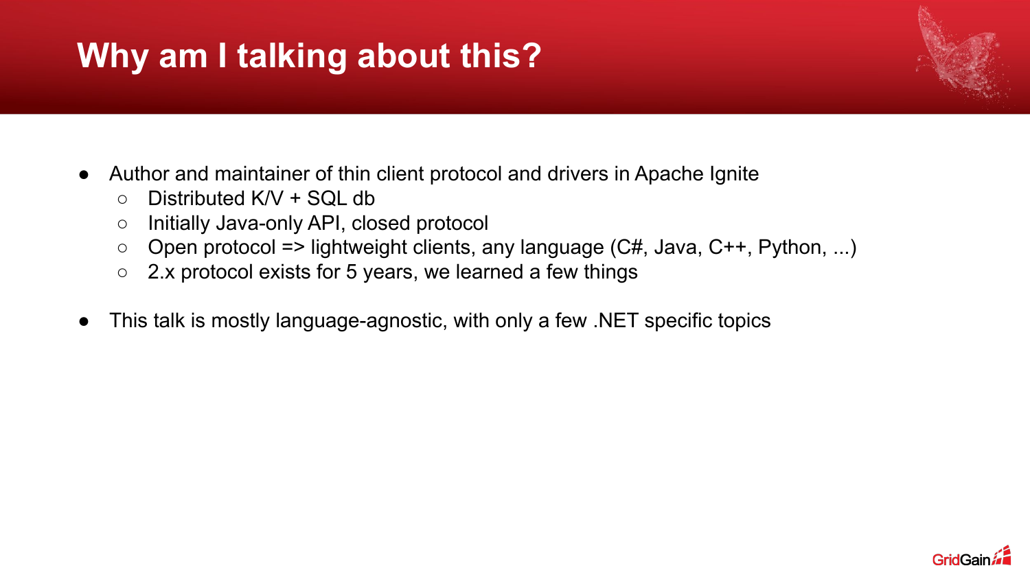# Why am I talking about this?

- Author and maintainer of thin client protocol and drivers in Apache Ignite
  - Distributed K/V + SQL db
  - Initially Java-only API, closed protocol
  - Open protocol => lightweight clients, any language (C#, Java, C++, Python, ...)
  - 2.x protocol exists for 5 years, we learned a few things
- This talk is mostly language-agnostic, with only a few .NET specific topics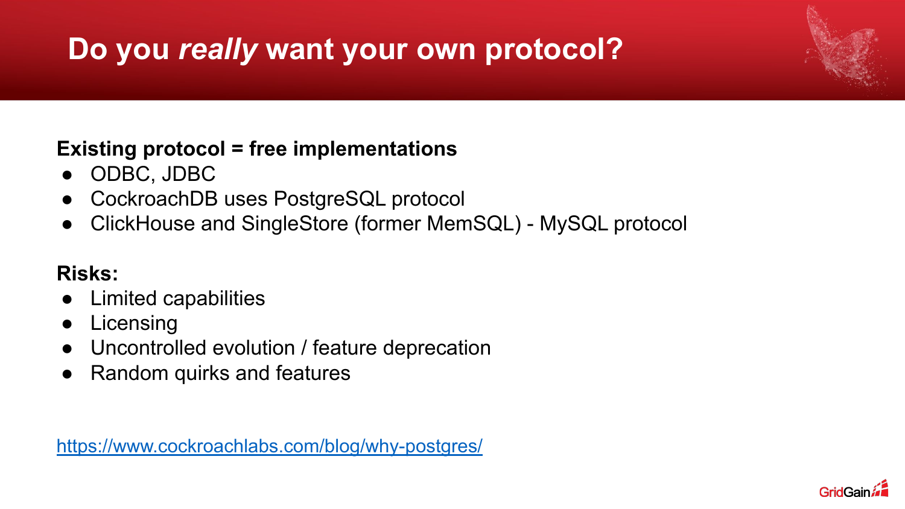# Do you *really* want your own protocol?

**Existing protocol = free implementations**

- ODBC, JDBC
- CockroachDB uses PostgreSQL protocol
- ClickHouse and SingleStore (former MemSQL) - MySQL protocol

**Risks:**

- Limited capabilities
- Licensing
- Uncontrolled evolution / feature deprecation
- Random quirks and features

https://www.cockroachlabs.com/blog/why-postgres/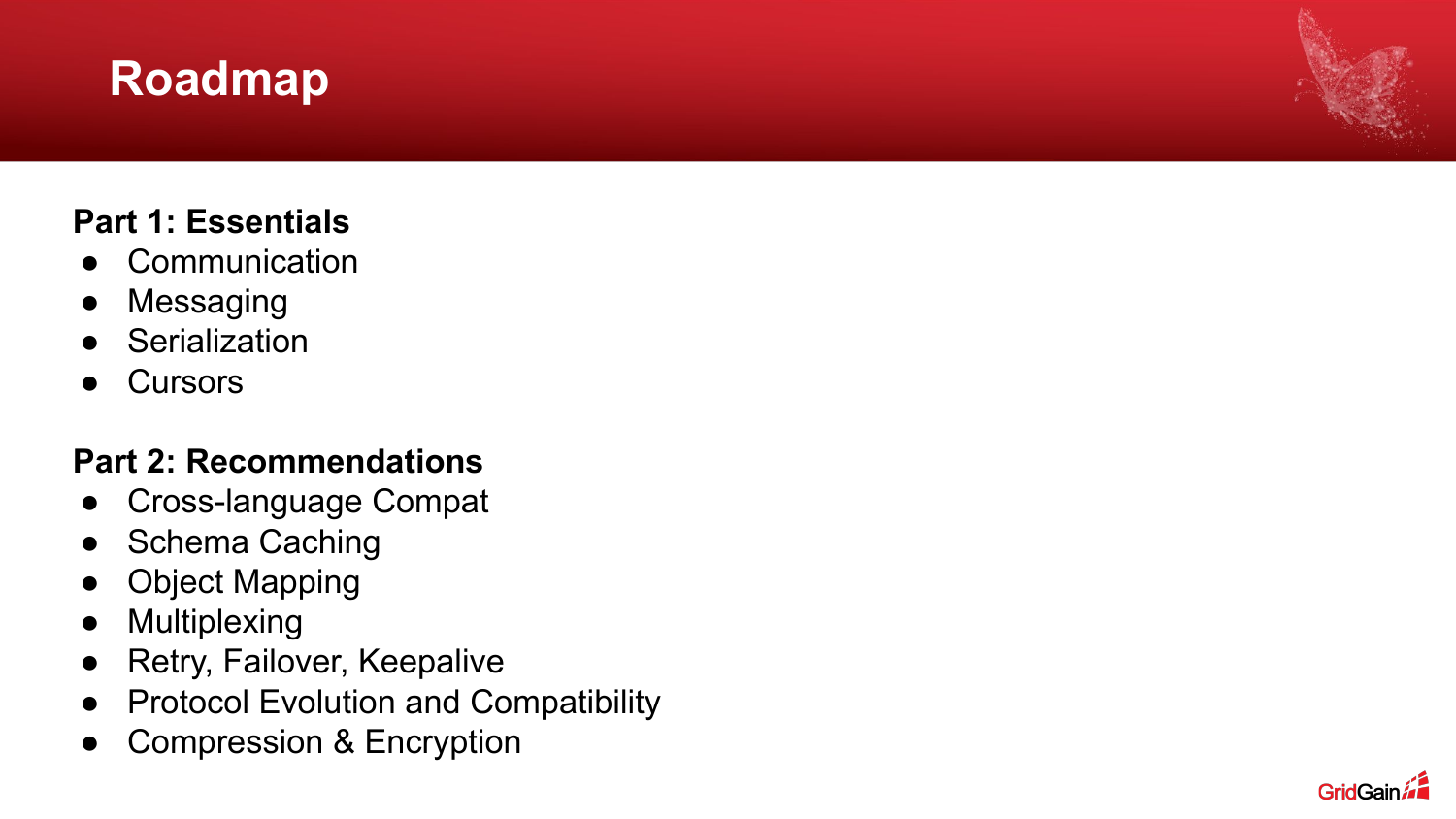# Roadmap

**Part 1: Essentials**

- Communication
- Messaging
- Serialization
- Cursors

**Part 2: Recommendations**

- Cross-language Compat
- Schema Caching
- Object Mapping
- Multiplexing
- Retry, Failover, Keepalive
- Protocol Evolution and Compatibility
- Compression & Encryption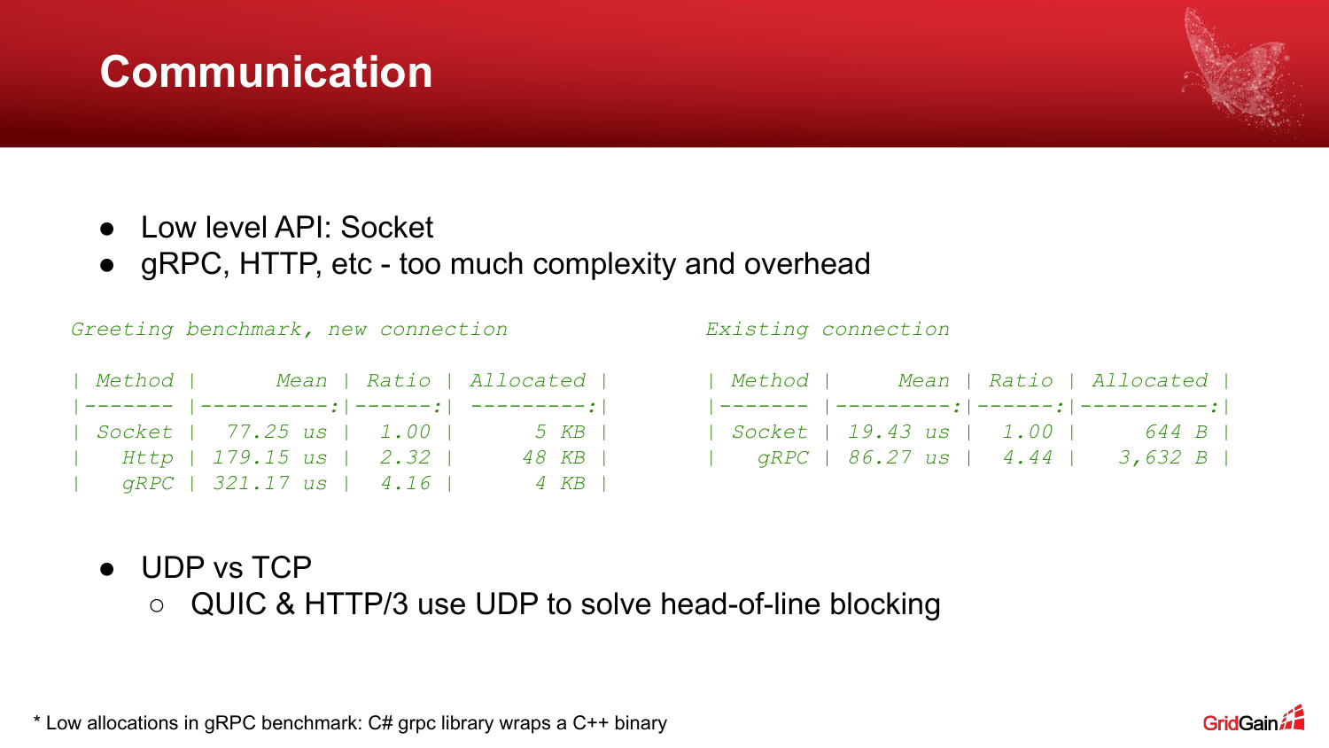# Communication

- Low level API: Socket
- gRPC, HTTP, etc - too much complexity and overhead

*Greeting benchmark, new connection*

| Method | Mean | Ratio | Allocated |
|---|---:|---:|---:|
| Socket | 77.25 us | 1.00 | 5 KB |
| Http | 179.15 us | 2.32 | 48 KB |
| gRPC | 321.17 us | 4.16 | 4 KB |

*Existing connection*

| Method | Mean | Ratio | Allocated |
|---|---:|---:|---:|
| Socket | 19.43 us | 1.00 | 644 B |
| gRPC | 86.27 us | 4.44 | 3,632 B |

- UDP vs TCP
  - QUIC & HTTP/3 use UDP to solve head-of-line blocking

* Low allocations in gRPC benchmark: C# grpc library wraps a C++ binary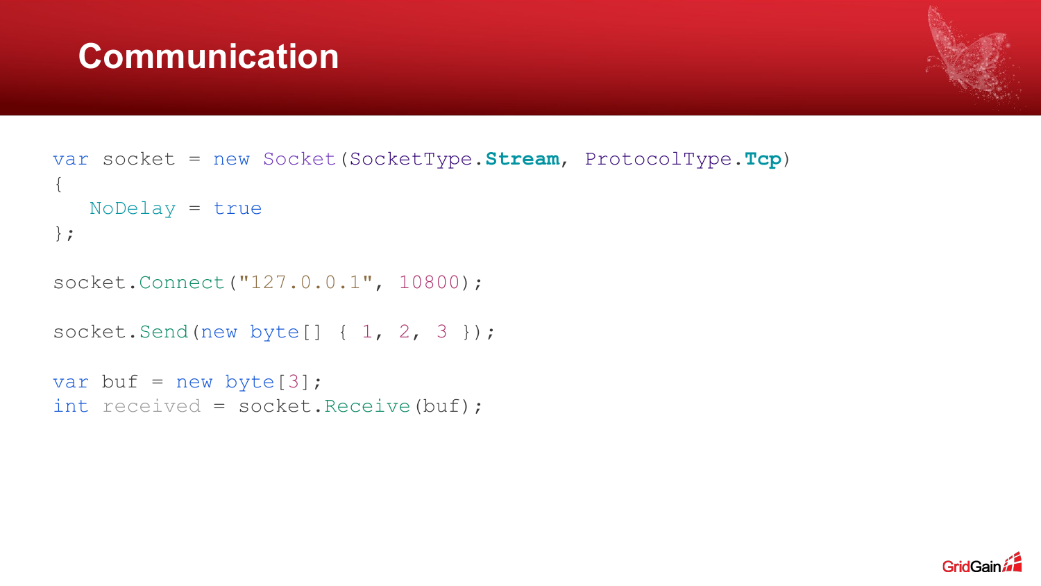# Communication

```csharp
var socket = new Socket(SocketType.Stream, ProtocolType.Tcp)
{
   NoDelay = true
};

socket.Connect("127.0.0.1", 10800);

socket.Send(new byte[] { 1, 2, 3 });

var buf = new byte[3];
int received = socket.Receive(buf);
```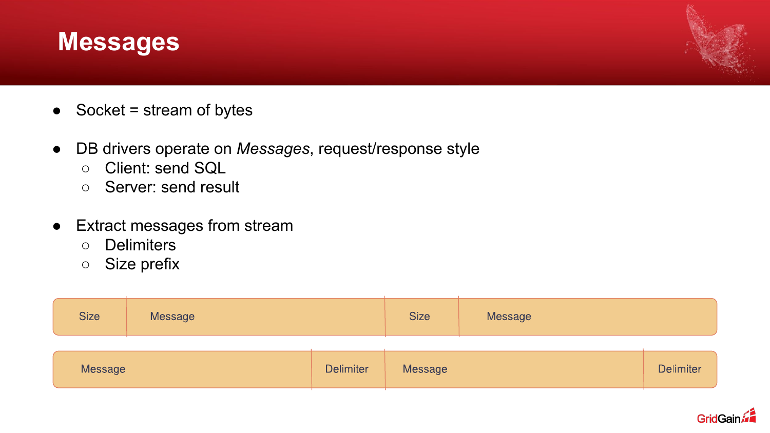# Messages

- Socket = stream of bytes
- DB drivers operate on *Messages*, request/response style
  - Client: send SQL
  - Server: send result
- Extract messages from stream
  - Delimiters
  - Size prefix

| Size | Message | Size | Message |
| --- | --- | --- | --- |

| Message | Delimiter | Message | Delimiter |
| --- | --- | --- | --- |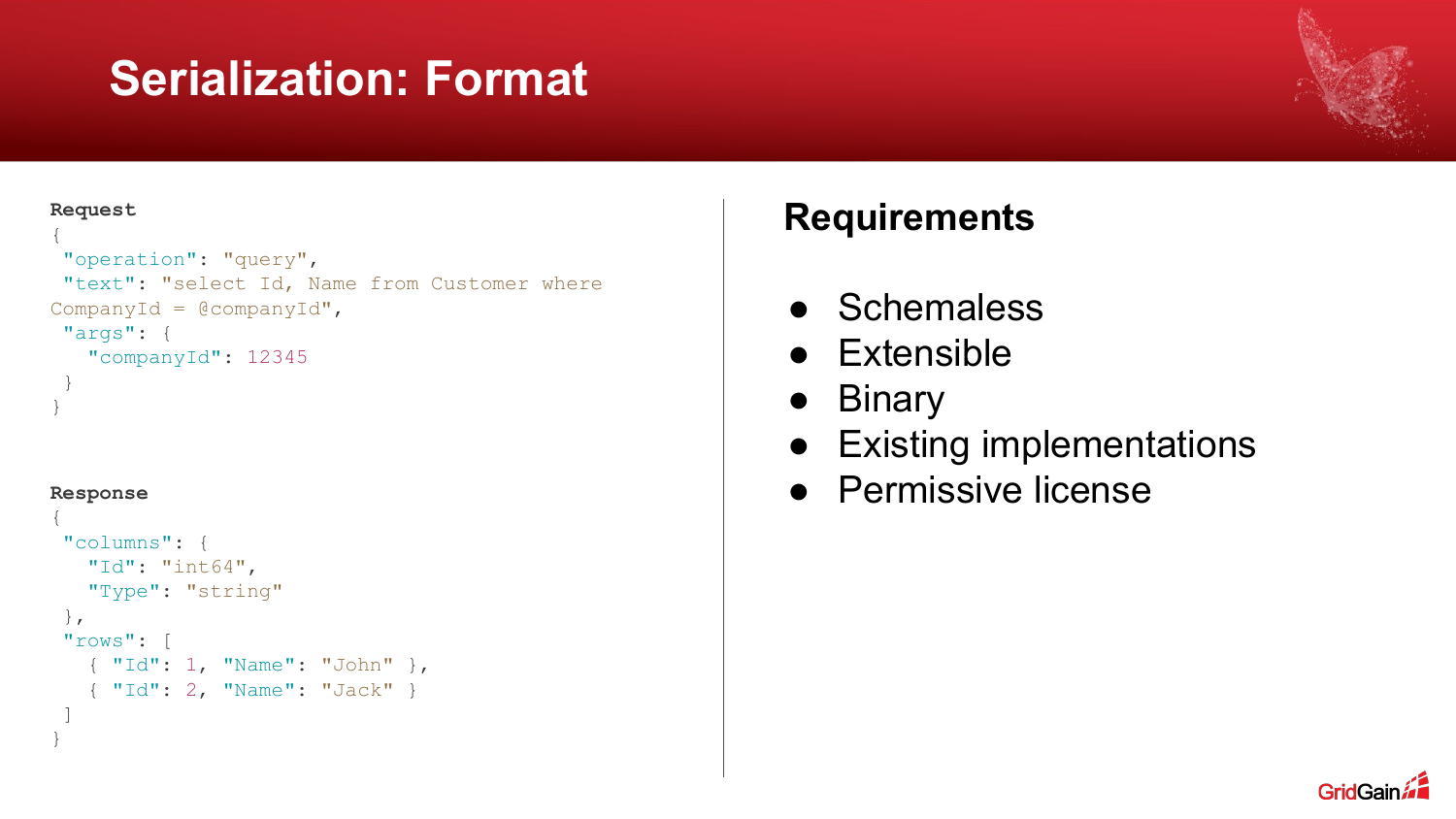# Serialization: Format

**Request**

```
{
 "operation": "query",
 "text": "select Id, Name from Customer where CompanyId = @companyId",
 "args": {
   "companyId": 12345
 }
}
```

**Response**

```
{
 "columns": {
   "Id": "int64",
   "Type": "string"
 },
 "rows": [
   { "Id": 1, "Name": "John" },
   { "Id": 2, "Name": "Jack" }
 ]
}
```

## Requirements

- Schemaless
- Extensible
- Binary
- Existing implementations
- Permissive license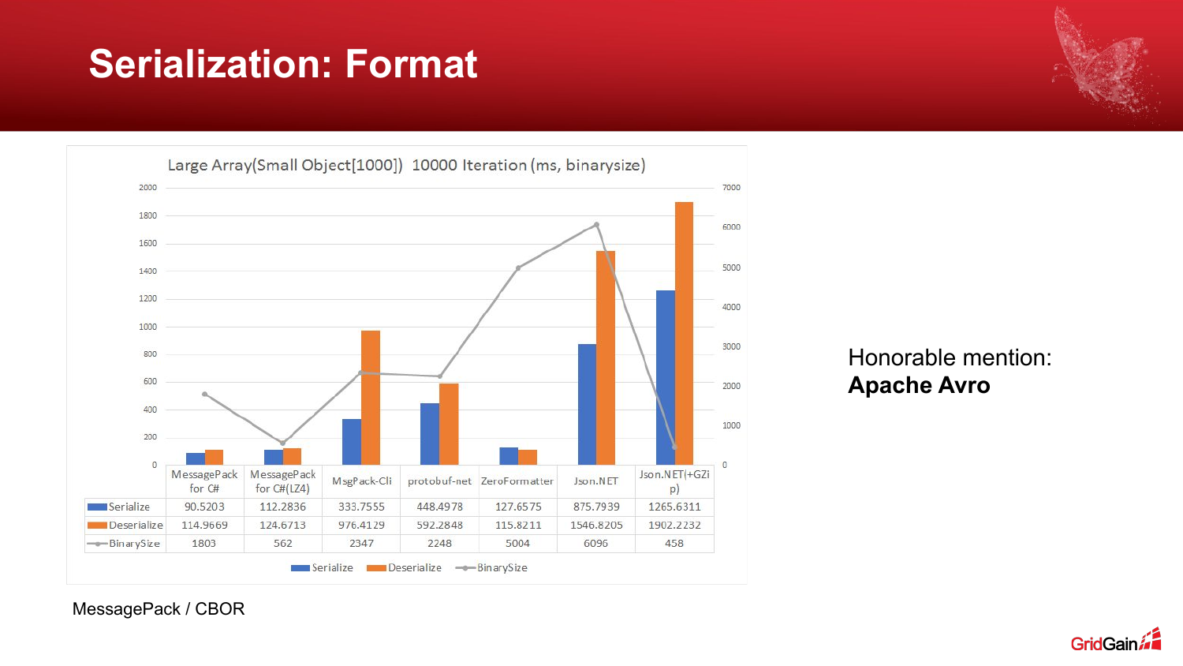# Serialization: Format

Large Array(Small Object[1000]) 10000 Iteration (ms, binarysize)

| | MessagePack for C# | MessagePack for C#(LZ4) | MsgPack-Cli | protobuf-net | ZeroFormatter | Json.NET | Json.NET(+GZip) |
|---|---|---|---|---|---|---|---|
| Serialize | 90.5203 | 112.2836 | 333.7555 | 448.4978 | 127.6575 | 875.7939 | 1265.6311 |
| Deserialize | 114.9669 | 124.6713 | 976.4129 | 592.2848 | 115.8211 | 1546.8205 | 1902.2232 |
| BinarySize | 1803 | 562 | 2347 | 2248 | 5004 | 6096 | 458 |

MessagePack / CBOR

Honorable mention:
**Apache Avro**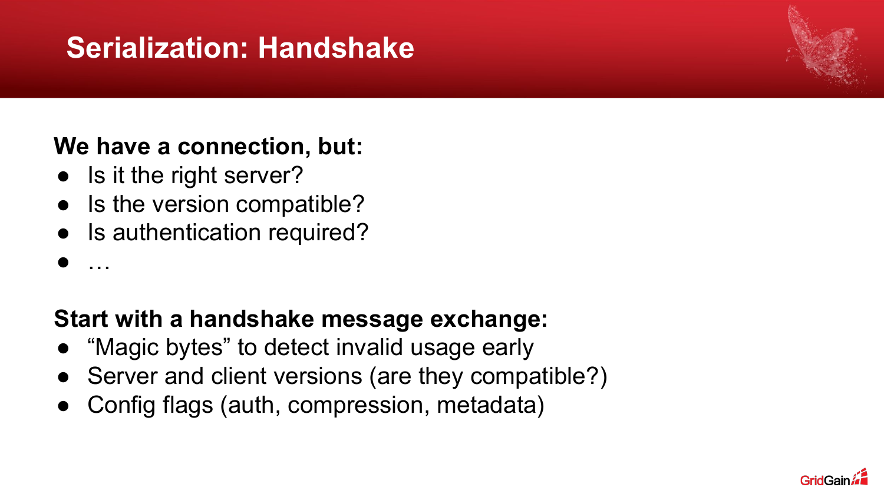# Serialization: Handshake

**We have a connection, but:**

- Is it the right server?
- Is the version compatible?
- Is authentication required?
- …

**Start with a handshake message exchange:**

- "Magic bytes" to detect invalid usage early
- Server and client versions (are they compatible?)
- Config flags (auth, compression, metadata)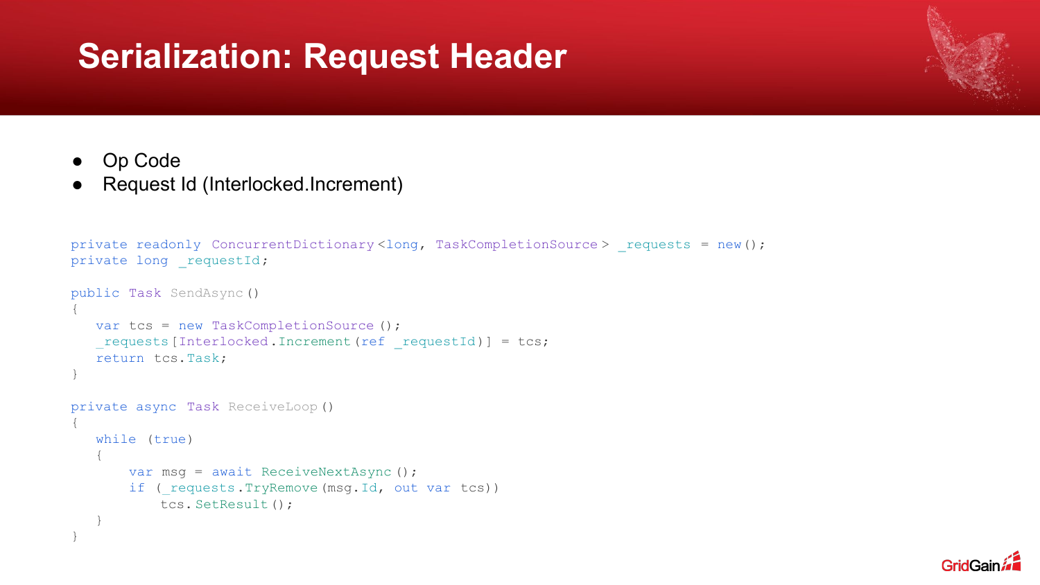# Serialization: Request Header

- Op Code
- Request Id (Interlocked.Increment)

```
private readonly ConcurrentDictionary<long, TaskCompletionSource> _requests = new();
private long _requestId;

public Task SendAsync()
{
   var tcs = new TaskCompletionSource();
   _requests[Interlocked.Increment(ref _requestId)] = tcs;
   return tcs.Task;
}

private async Task ReceiveLoop()
{
   while (true)
   {
       var msg = await ReceiveNextAsync();
       if (_requests.TryRemove(msg.Id, out var tcs))
           tcs.SetResult();
   }
}
```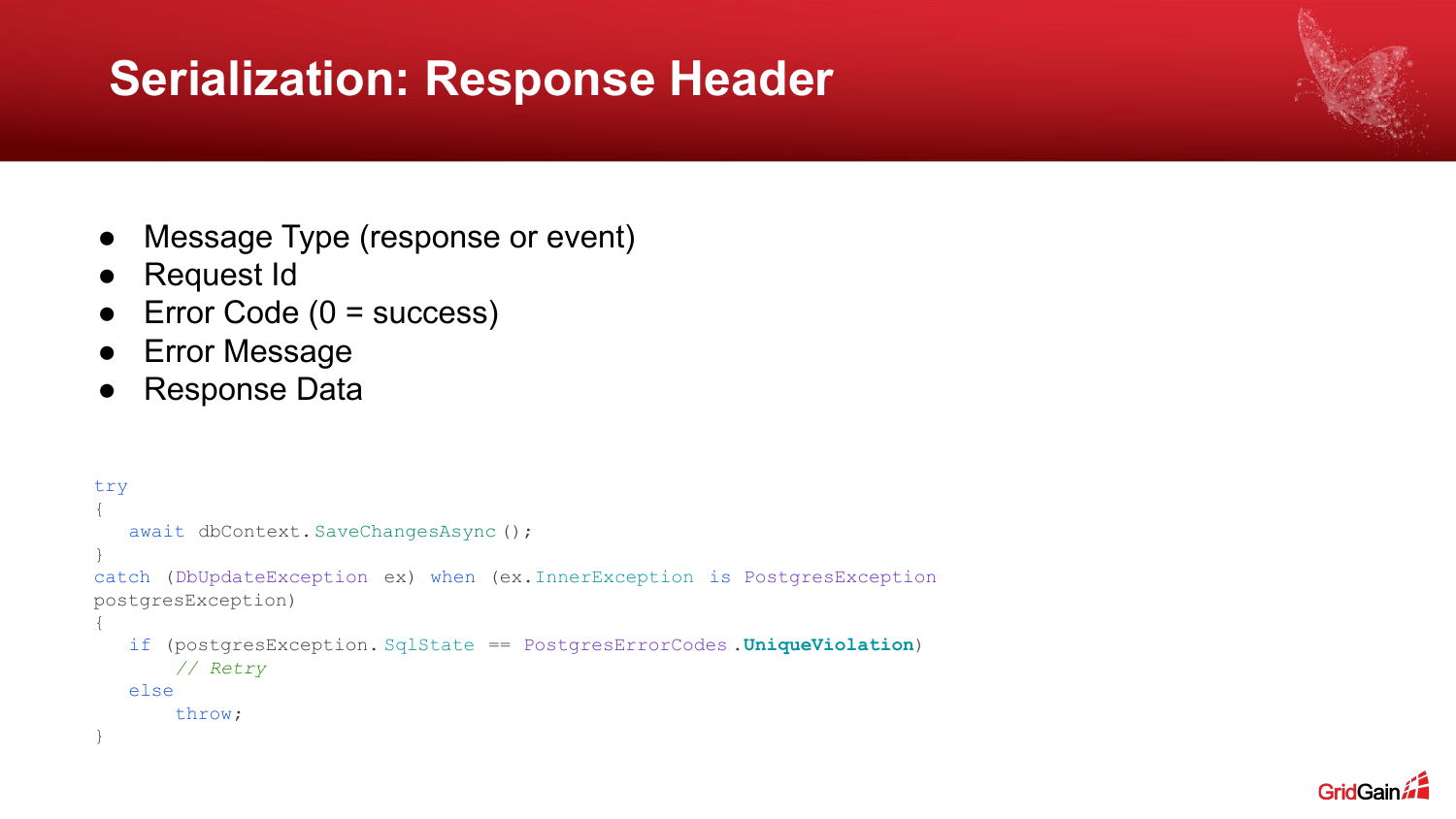# Serialization: Response Header

- Message Type (response or event)
- Request Id
- Error Code (0 = success)
- Error Message
- Response Data

```
try
{
   await dbContext.SaveChangesAsync();
}
catch (DbUpdateException ex) when (ex.InnerException is PostgresException
postgresException)
{
   if (postgresException.SqlState == PostgresErrorCodes.UniqueViolation)
       // Retry
   else
       throw;
}
```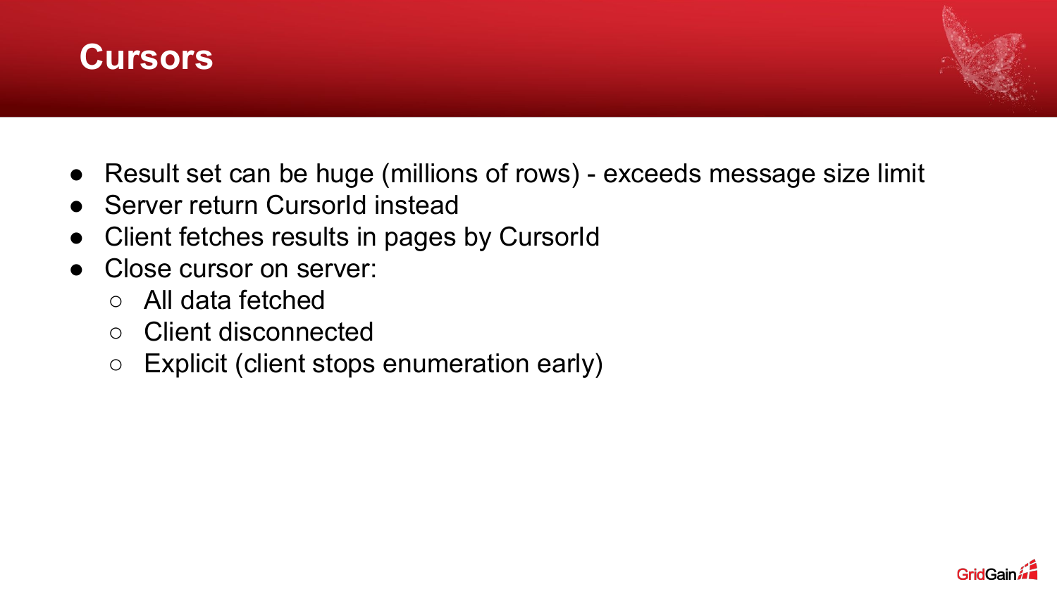# Cursors

- Result set can be huge (millions of rows) - exceeds message size limit
- Server return CursorId instead
- Client fetches results in pages by CursorId
- Close cursor on server:
  - All data fetched
  - Client disconnected
  - Explicit (client stops enumeration early)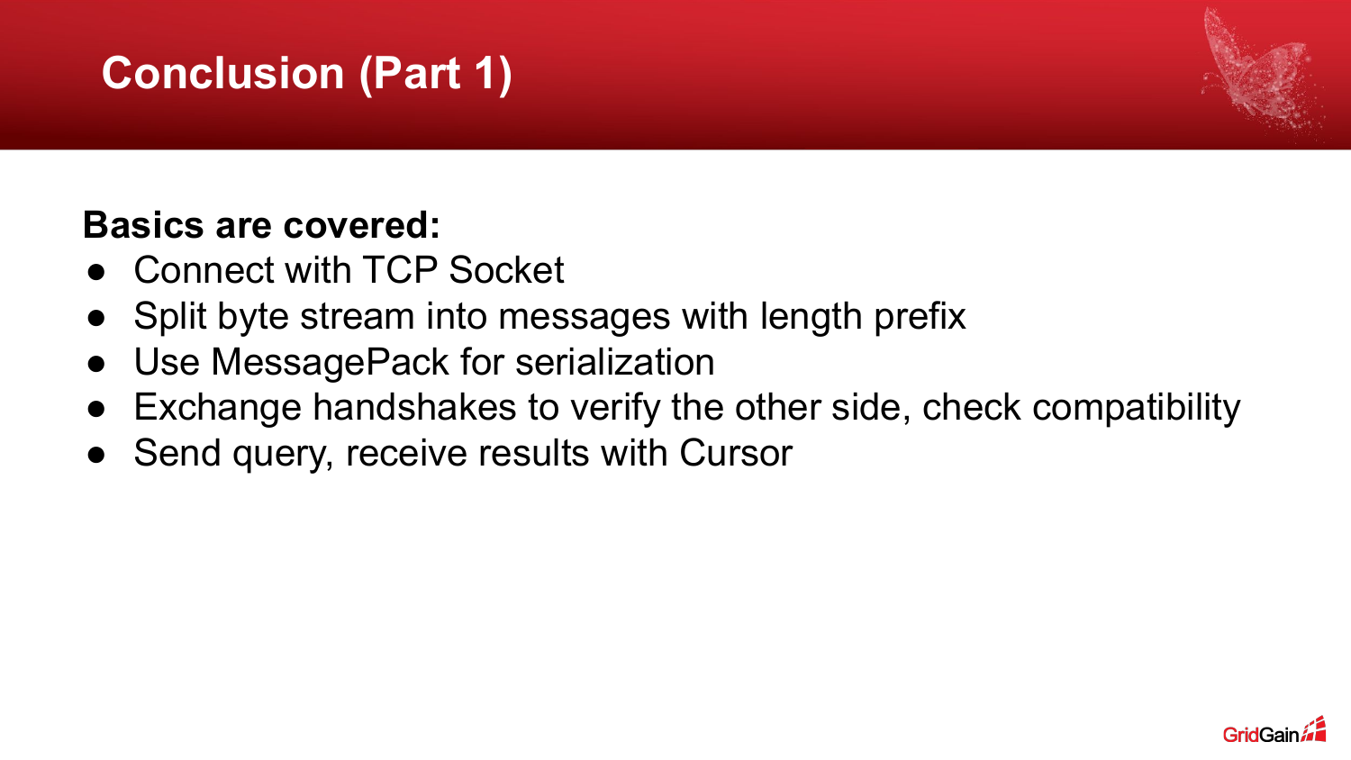# Conclusion (Part 1)

**Basics are covered:**

- Connect with TCP Socket
- Split byte stream into messages with length prefix
- Use MessagePack for serialization
- Exchange handshakes to verify the other side, check compatibility
- Send query, receive results with Cursor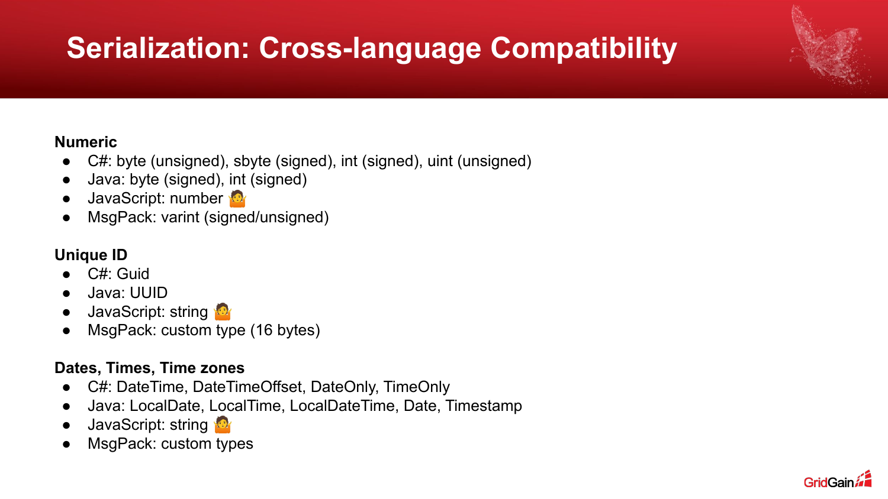# Serialization: Cross-language Compatibility

**Numeric**

- C#: byte (unsigned), sbyte (signed), int (signed), uint (unsigned)
- Java: byte (signed), int (signed)
- JavaScript: number 🤷
- MsgPack: varint (signed/unsigned)

**Unique ID**

- C#: Guid
- Java: UUID
- JavaScript: string 🤷
- MsgPack: custom type (16 bytes)

**Dates, Times, Time zones**

- C#: DateTime, DateTimeOffset, DateOnly, TimeOnly
- Java: LocalDate, LocalTime, LocalDateTime, Date, Timestamp
- JavaScript: string 🤷
- MsgPack: custom types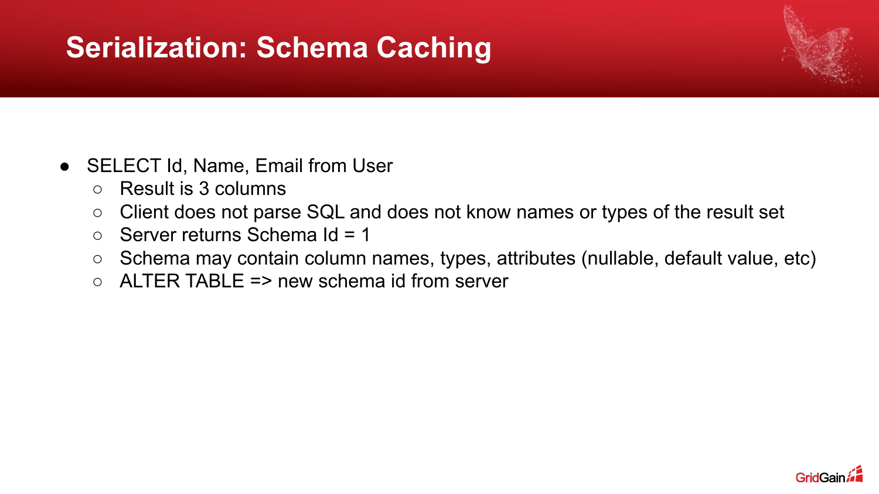# Serialization: Schema Caching

- SELECT Id, Name, Email from User
    - Result is 3 columns
    - Client does not parse SQL and does not know names or types of the result set
    - Server returns Schema Id = 1
    - Schema may contain column names, types, attributes (nullable, default value, etc)
    - ALTER TABLE => new schema id from server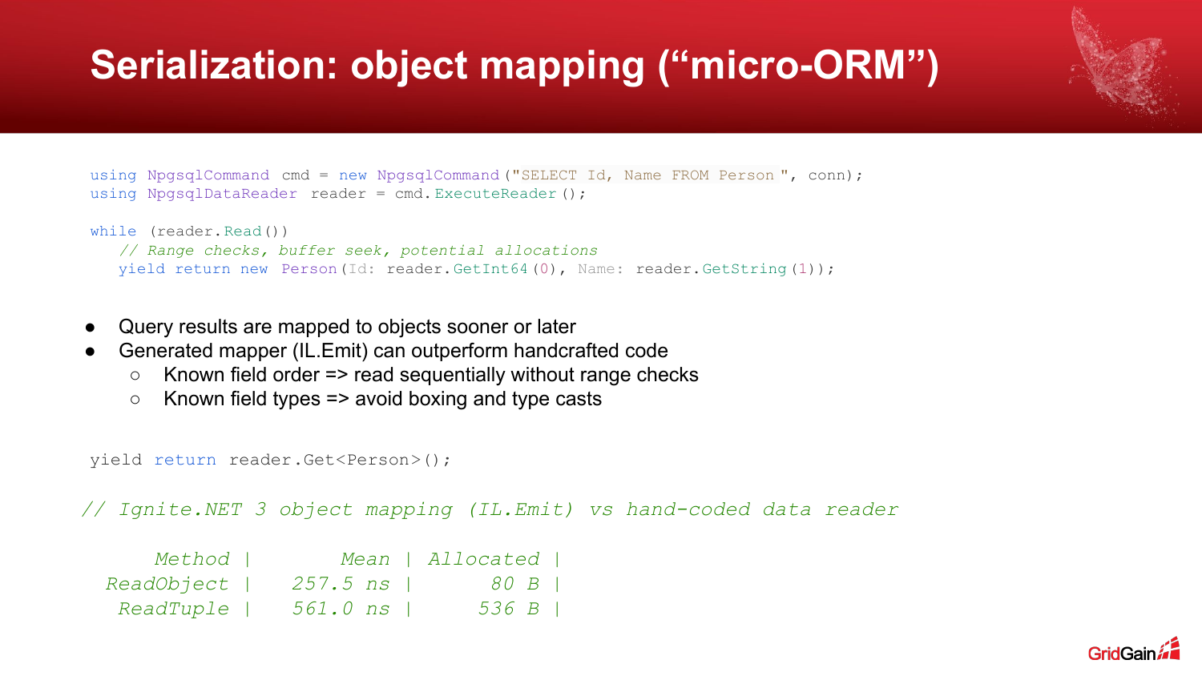# Serialization: object mapping (“micro-ORM”)

```
using NpgsqlCommand cmd = new NpgsqlCommand("SELECT Id, Name FROM Person ", conn);
using NpgsqlDataReader reader = cmd.ExecuteReader();

while (reader.Read())
    // Range checks, buffer seek, potential allocations
    yield return new Person(Id: reader.GetInt64(0), Name: reader.GetString(1));
```

- Query results are mapped to objects sooner or later
- Generated mapper (IL.Emit) can outperform handcrafted code
  - Known field order => read sequentially without range checks
  - Known field types => avoid boxing and type casts

```
yield return reader.Get<Person>();
```

```
// Ignite.NET 3 object mapping (IL.Emit) vs hand-coded data reader

     Method |       Mean | Allocated |
 ReadObject |   257.5 ns |      80 B |
  ReadTuple |   561.0 ns |     536 B |
```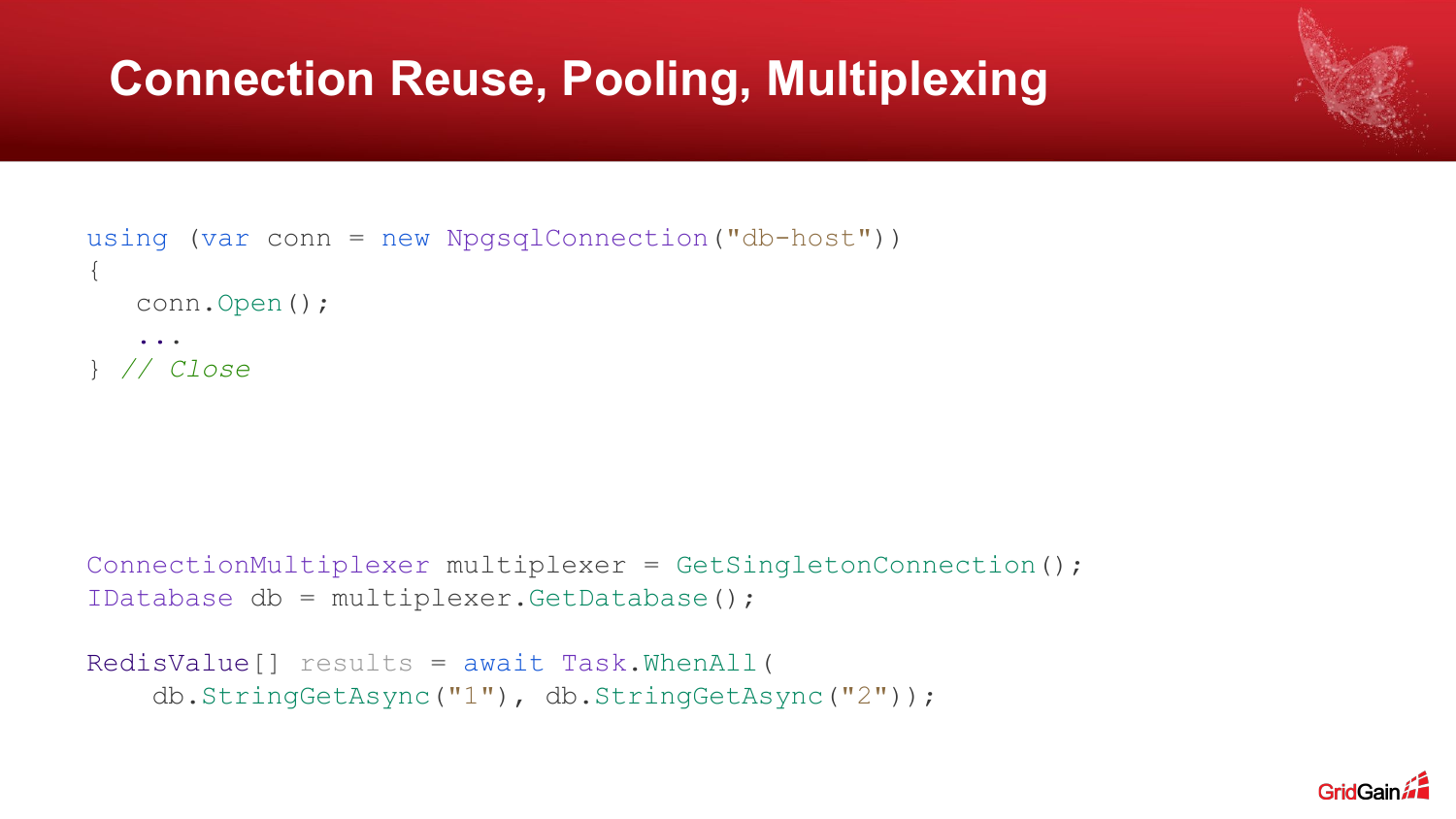# Connection Reuse, Pooling, Multiplexing

```
using (var conn = new NpgsqlConnection("db-host"))
{
   conn.Open();
   ...
} // Close
```

```
ConnectionMultiplexer multiplexer = GetSingletonConnection();
IDatabase db = multiplexer.GetDatabase();

RedisValue[] results = await Task.WhenAll(
    db.StringGetAsync("1"), db.StringGetAsync("2"));
```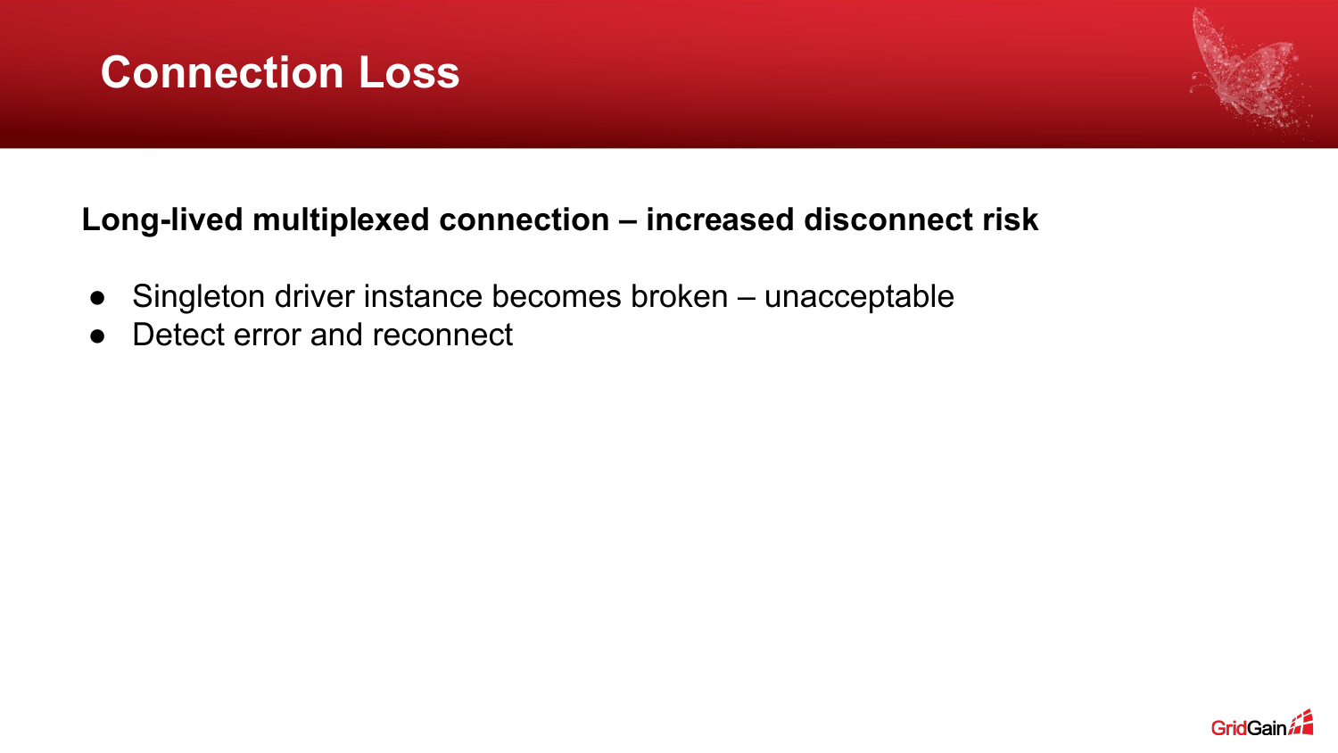# Connection Loss

**Long-lived multiplexed connection – increased disconnect risk**

- Singleton driver instance becomes broken – unacceptable
- Detect error and reconnect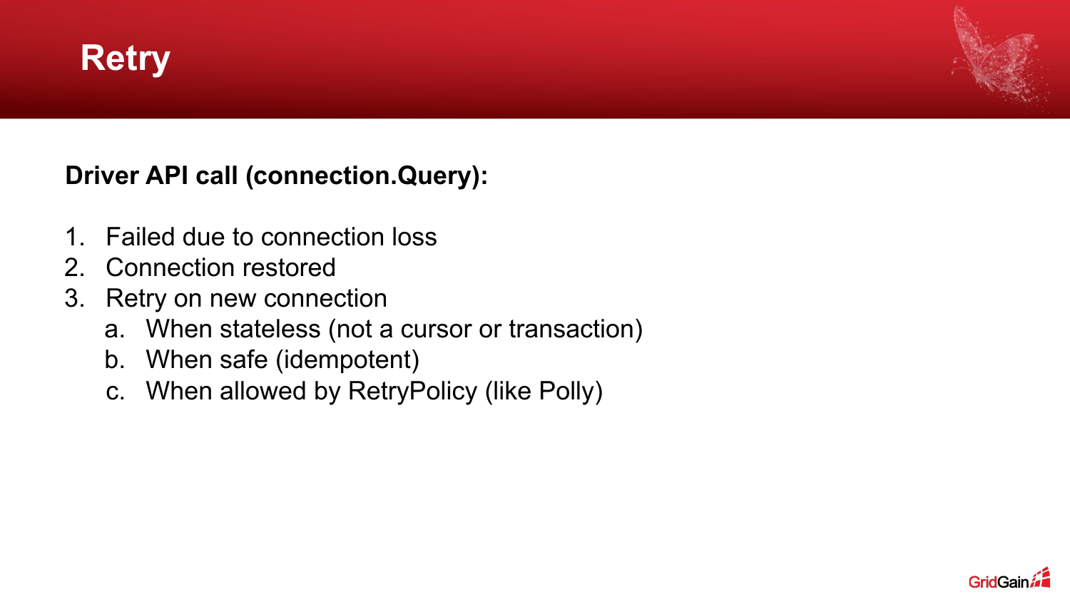# Retry

**Driver API call (connection.Query):**

1. Failed due to connection loss
2. Connection restored
3. Retry on new connection
   a. When stateless (not a cursor or transaction)
   b. When safe (idempotent)
   c. When allowed by RetryPolicy (like Polly)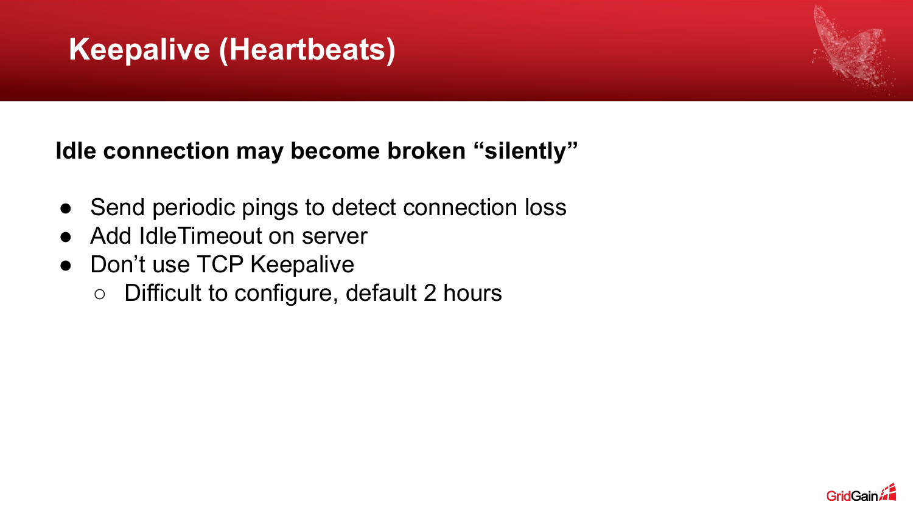# Keepalive (Heartbeats)

**Idle connection may become broken "silently"**

- Send periodic pings to detect connection loss
- Add IdleTimeout on server
- Don't use TCP Keepalive
  - Difficult to configure, default 2 hours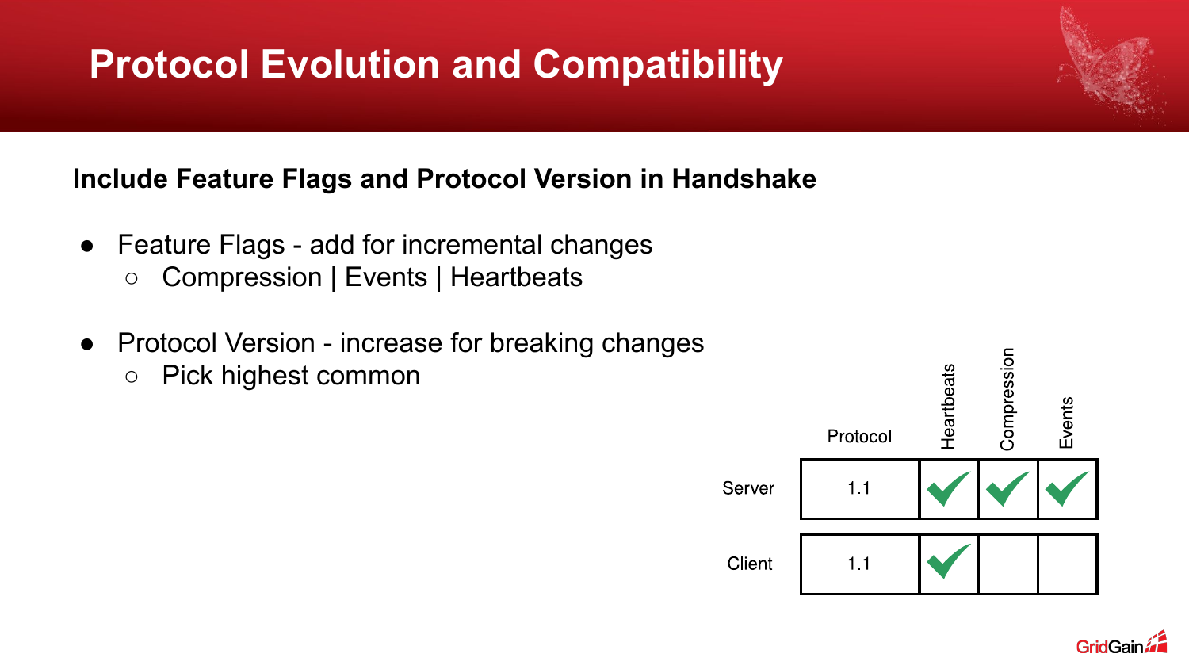# Protocol Evolution and Compatibility

**Include Feature Flags and Protocol Version in Handshake**

- Feature Flags - add for incremental changes
  - Compression | Events | Heartbeats
- Protocol Version - increase for breaking changes
  - Pick highest common

|  | Protocol | Heartbeats | Compression | Events |
| --- | --- | --- | --- | --- |
| Server | 1.1 | ✔ | ✔ | ✔ |
| Client | 1.1 | ✔ |  |  |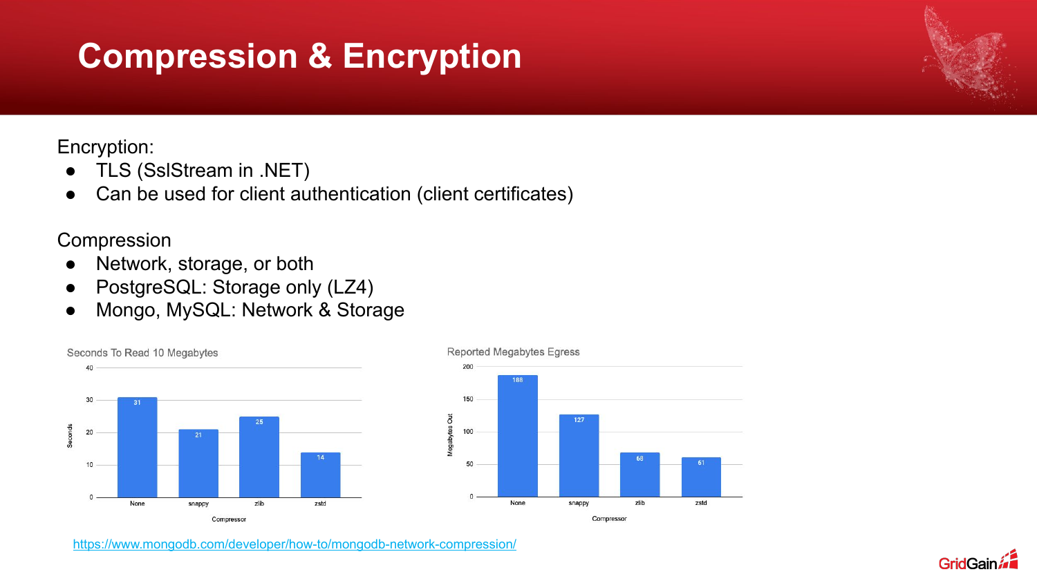# Compression & Encryption

Encryption:

- TLS (SslStream in .NET)
- Can be used for client authentication (client certificates)

Compression

- Network, storage, or both
- PostgreSQL: Storage only (LZ4)
- Mongo, MySQL: Network & Storage

Seconds To Read 10 Megabytes

| Compressor | Seconds |
| --- | --- |
| None | 31 |
| snappy | 21 |
| zlib | 25 |
| zstd | 14 |

Reported Megabytes Egress

| Compressor | Megabytes Out |
| --- | --- |
| None | 188 |
| snappy | 127 |
| zlib | 68 |
| zstd | 61 |

https://www.mongodb.com/developer/how-to/mongodb-network-compression/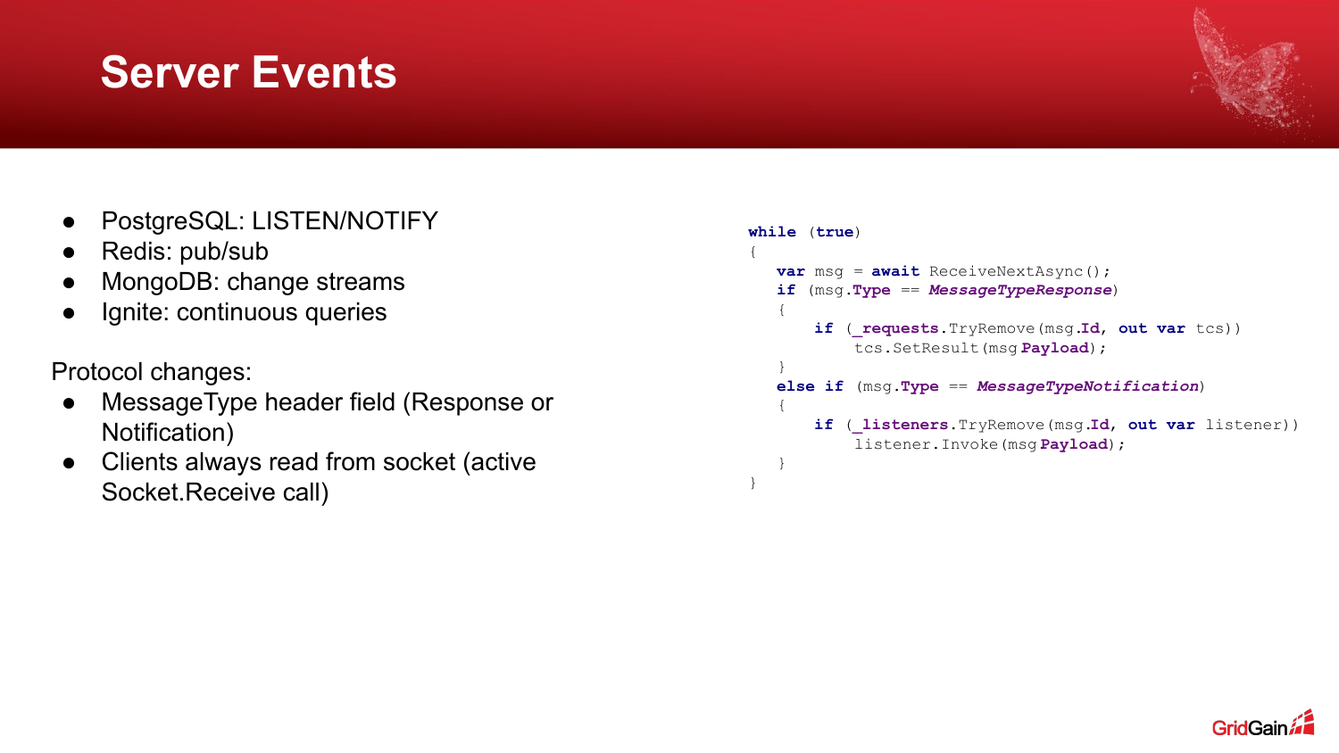# Server Events

- PostgreSQL: LISTEN/NOTIFY
- Redis: pub/sub
- MongoDB: change streams
- Ignite: continuous queries

Protocol changes:

- MessageType header field (Response or Notification)
- Clients always read from socket (active Socket.Receive call)

```
while (true)
{
   var msg = await ReceiveNextAsync();
   if (msg.Type == MessageTypeResponse)
   {
       if (_requests.TryRemove(msg.Id, out var tcs))
           tcs.SetResult(msg.Payload);
   }
   else if (msg.Type == MessageTypeNotification)
   {
       if (_listeners.TryRemove(msg.Id, out var listener))
           listener.Invoke(msg.Payload);
   }
}
```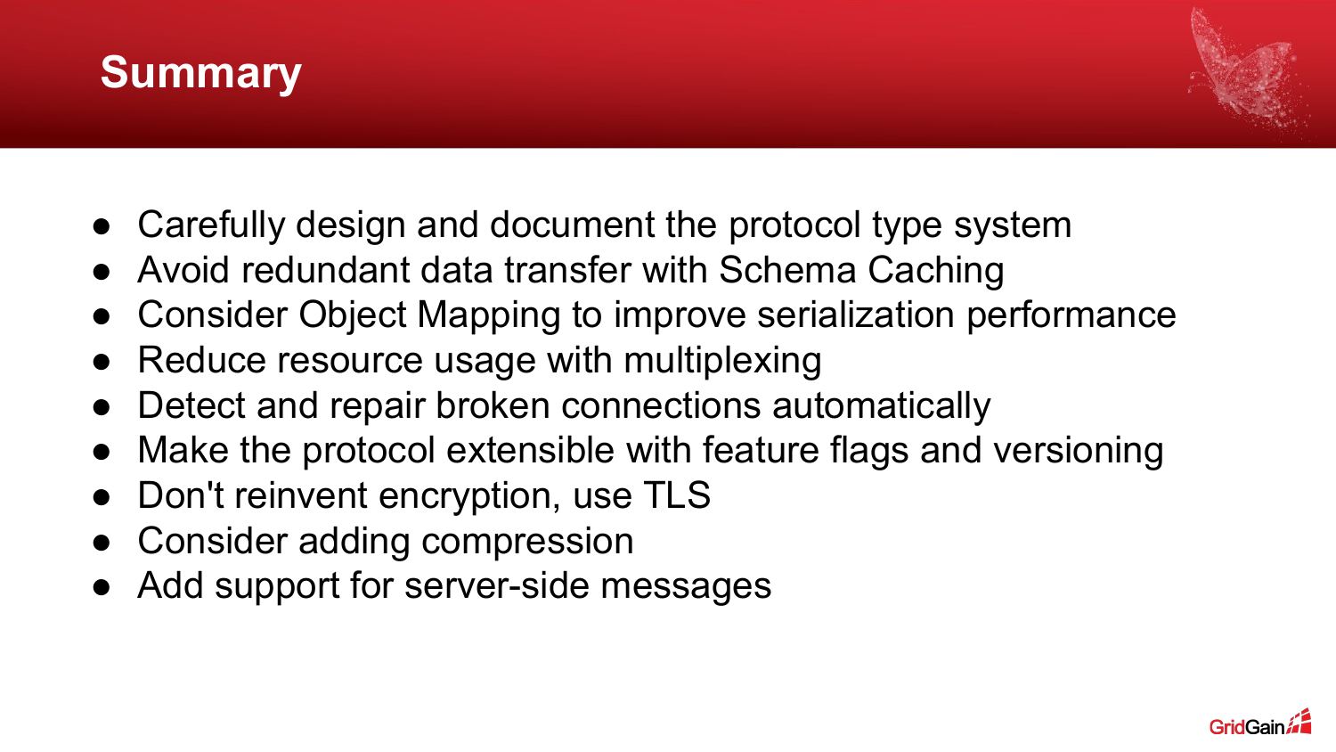# Summary

- Carefully design and document the protocol type system
- Avoid redundant data transfer with Schema Caching
- Consider Object Mapping to improve serialization performance
- Reduce resource usage with multiplexing
- Detect and repair broken connections automatically
- Make the protocol extensible with feature flags and versioning
- Don't reinvent encryption, use TLS
- Consider adding compression
- Add support for server-side messages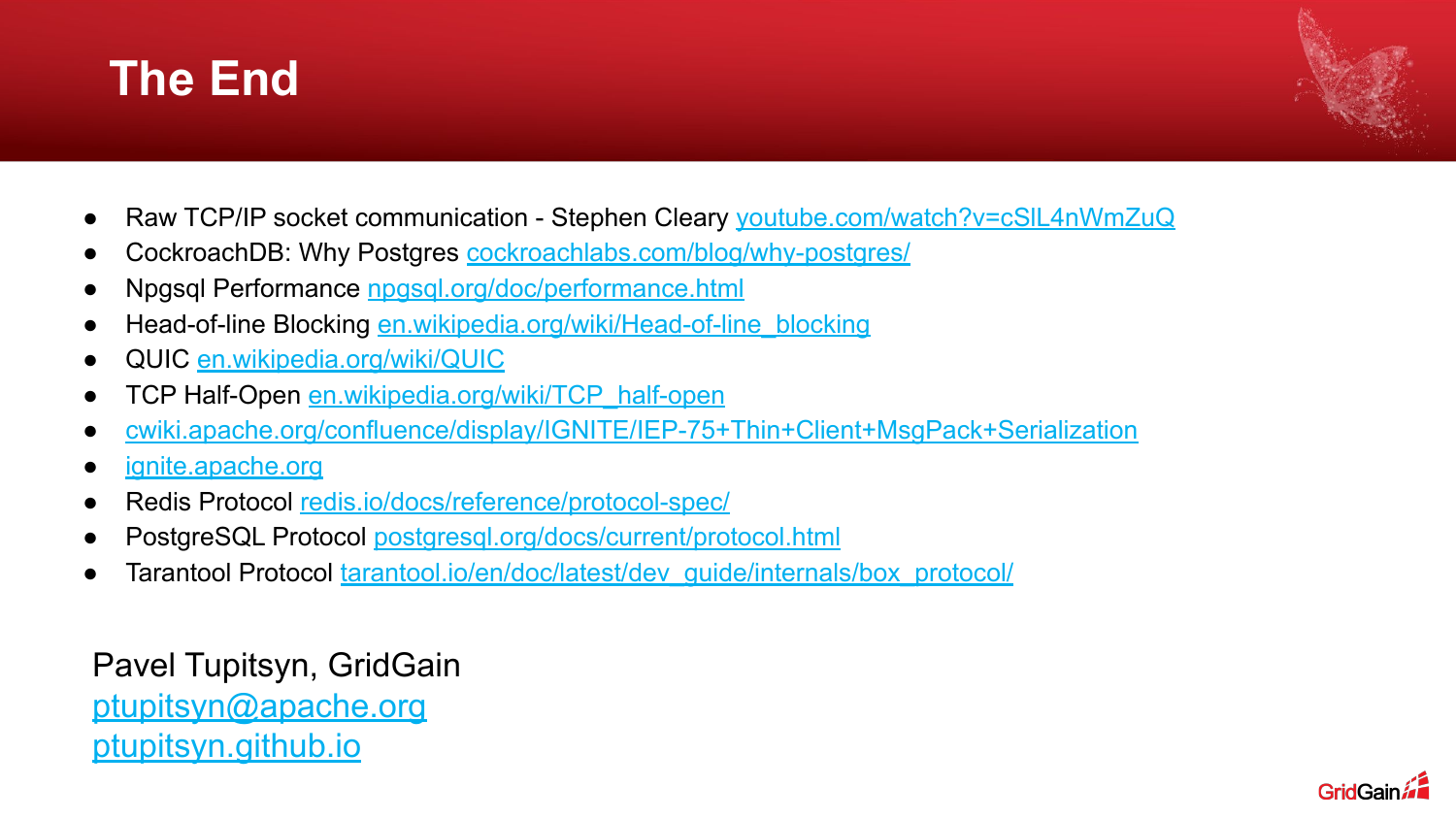# The End

- Raw TCP/IP socket communication - Stephen Cleary youtube.com/watch?v=cSIL4nWmZuQ
- CockroachDB: Why Postgres cockroachlabs.com/blog/why-postgres/
- Npgsql Performance npgsql.org/doc/performance.html
- Head-of-line Blocking en.wikipedia.org/wiki/Head-of-line_blocking
- QUIC en.wikipedia.org/wiki/QUIC
- TCP Half-Open en.wikipedia.org/wiki/TCP_half-open
- cwiki.apache.org/confluence/display/IGNITE/IEP-75+Thin+Client+MsgPack+Serialization
- ignite.apache.org
- Redis Protocol redis.io/docs/reference/protocol-spec/
- PostgreSQL Protocol postgresql.org/docs/current/protocol.html
- Tarantool Protocol tarantool.io/en/doc/latest/dev_guide/internals/box_protocol/

Pavel Tupitsyn, GridGain
ptupitsyn@apache.org
ptupitsyn.github.io